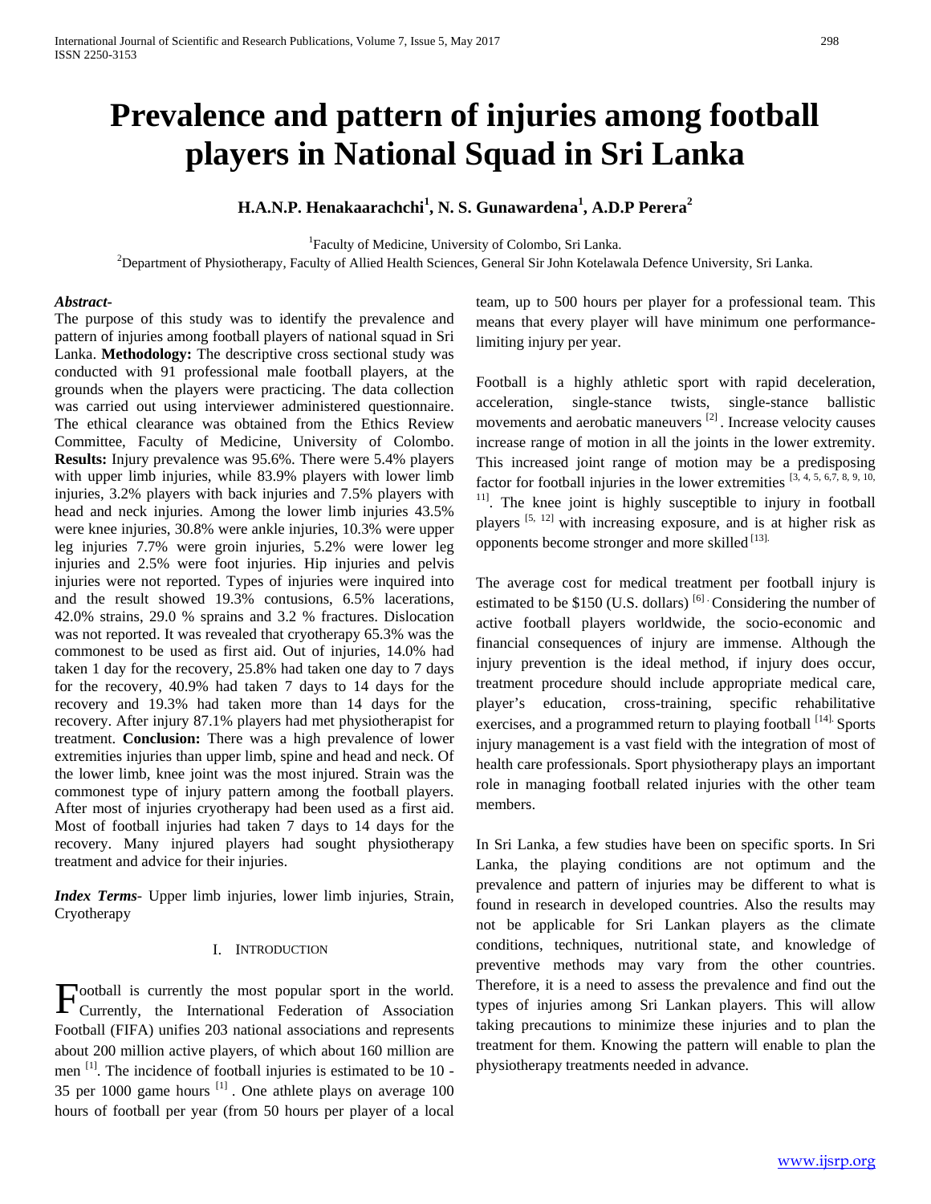# Prevalence and pattern of injuries among football players in National Squad in Sri Lanka

**H.A.N.P. Henakaarachchi[1], N. S. Gunawardena[1], A.D.P Perera[2]**

[1]Faculty of Medicine, University of Colombo, Sri Lanka.

[2]Department of Physiotherapy, Faculty of Allied Health Sciences, General Sir John Kotelawala Defence University, Sri Lanka.

***Abstract-***

The purpose of this study was to identify the prevalence and pattern of injuries among football players of national squad in Sri Lanka. **Methodology:** The descriptive cross sectional study was conducted with 91 professional male football players, at the grounds when the players were practicing. The data collection was carried out using interviewer administered questionnaire. The ethical clearance was obtained from the Ethics Review Committee, Faculty of Medicine, University of Colombo. **Results:** Injury prevalence was 95.6%. There were 5.4% players with upper limb injuries, while 83.9% players with lower limb injuries, 3.2% players with back injuries and 7.5% players with head and neck injuries. Among the lower limb injuries 43.5% were knee injuries, 30.8% were ankle injuries, 10.3% were upper leg injuries 7.7% were groin injuries, 5.2% were lower leg injuries and 2.5% were foot injuries. Hip injuries and pelvis injuries were not reported. Types of injuries were inquired into and the result showed 19.3% contusions, 6.5% lacerations, 42.0% strains, 29.0 % sprains and 3.2 % fractures. Dislocation was not reported. It was revealed that cryotherapy 65.3% was the commonest to be used as first aid. Out of injuries, 14.0% had taken 1 day for the recovery, 25.8% had taken one day to 7 days for the recovery, 40.9% had taken 7 days to 14 days for the recovery and 19.3% had taken more than 14 days for the recovery. After injury 87.1% players had met physiotherapist for treatment. **Conclusion:** There was a high prevalence of lower extremities injuries than upper limb, spine and head and neck. Of the lower limb, knee joint was the most injured. Strain was the commonest type of injury pattern among the football players. After most of injuries cryotherapy had been used as a first aid. Most of football injuries had taken 7 days to 14 days for the recovery. Many injured players had sought physiotherapy treatment and advice for their injuries.

***Index Terms***- Upper limb injuries, lower limb injuries, Strain, Cryotherapy

## I. Introduction

Football is currently the most popular sport in the world. Currently, the International Federation of Association Football (FIFA) unifies 203 national associations and represents about 200 million active players, of which about 160 million are men [1]. The incidence of football injuries is estimated to be 10 - 35 per 1000 game hours [1]. One athlete plays on average 100 hours of football per year (from 50 hours per player of a local team, up to 500 hours per player for a professional team. This means that every player will have minimum one performance-limiting injury per year.

Football is a highly athletic sport with rapid deceleration, acceleration, single-stance twists, single-stance ballistic movements and aerobatic maneuvers [2]. Increase velocity causes increase range of motion in all the joints in the lower extremity. This increased joint range of motion may be a predisposing factor for football injuries in the lower extremities [3, 4, 5, 6,7, 8, 9, 10, 11]. The knee joint is highly susceptible to injury in football players [5, 12] with increasing exposure, and is at higher risk as opponents become stronger and more skilled [13].

The average cost for medical treatment per football injury is estimated to be $150 (U.S. dollars) [6]. Considering the number of active football players worldwide, the socio-economic and financial consequences of injury are immense. Although the injury prevention is the ideal method, if injury does occur, treatment procedure should include appropriate medical care, player's education, cross-training, specific rehabilitative exercises, and a programmed return to playing football [14]. Sports injury management is a vast field with the integration of most of health care professionals. Sport physiotherapy plays an important role in managing football related injuries with the other team members.

In Sri Lanka, a few studies have been on specific sports. In Sri Lanka, the playing conditions are not optimum and the prevalence and pattern of injuries may be different to what is found in research in developed countries. Also the results may not be applicable for Sri Lankan players as the climate conditions, techniques, nutritional state, and knowledge of preventive methods may vary from the other countries. Therefore, it is a need to assess the prevalence and find out the types of injuries among Sri Lankan players. This will allow taking precautions to minimize these injuries and to plan the treatment for them. Knowing the pattern will enable to plan the physiotherapy treatments needed in advance.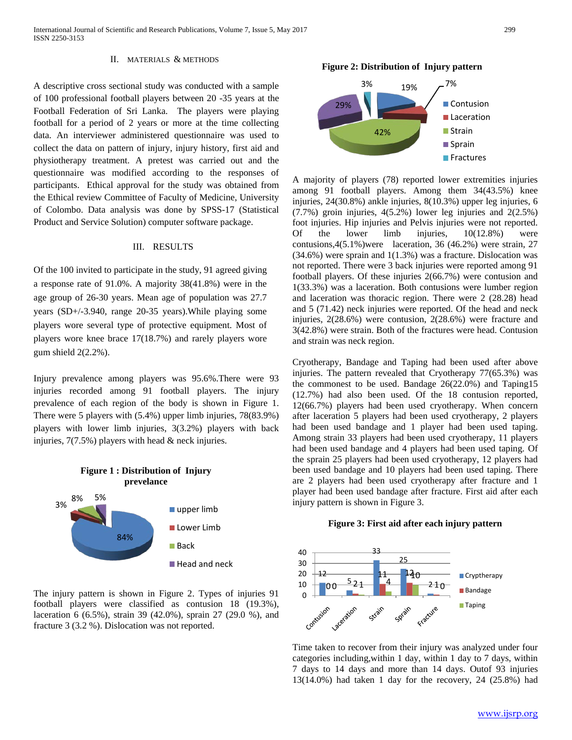## II. MATERIALS & METHODS

A descriptive cross sectional study was conducted with a sample of 100 professional football players between 20 -35 years at the Football Federation of Sri Lanka. The players were playing football for a period of 2 years or more at the time collecting data. An interviewer administered questionnaire was used to collect the data on pattern of injury, injury history, first aid and physiotherapy treatment. A pretest was carried out and the questionnaire was modified according to the responses of participants. Ethical approval for the study was obtained from the Ethical review Committee of Faculty of Medicine, University of Colombo. Data analysis was done by SPSS-17 (Statistical Product and Service Solution) computer software package.

## III. RESULTS

Of the 100 invited to participate in the study, 91 agreed giving a response rate of 91.0%. A majority 38(41.8%) were in the age group of 26-30 years. Mean age of population was 27.7 years (SD+/-3.940, range 20-35 years).While playing some players wore several type of protective equipment. Most of players wore knee brace 17(18.7%) and rarely players wore gum shield 2(2.2%).

Injury prevalence among players was 95.6%.There were 93 injuries recorded among 91 football players. The injury prevalence of each region of the body is shown in Figure 1. There were 5 players with (5.4%) upper limb injuries, 78(83.9%) players with lower limb injuries, 3(3.2%) players with back injuries, 7(7.5%) players with head & neck injuries.

**Figure 1 : Distribution of Injury prevelance**

The injury pattern is shown in Figure 2. Types of injuries 91 football players were classified as contusion 18 (19.3%), laceration 6 (6.5%), strain 39 (42.0%), sprain 27 (29.0 %), and fracture 3 (3.2 %). Dislocation was not reported.

**Figure 2: Distribution of Injury pattern**

A majority of players (78) reported lower extremities injuries among 91 football players. Among them 34(43.5%) knee injuries, 24(30.8%) ankle injuries, 8(10.3%) upper leg injuries, 6 (7.7%) groin injuries, 4(5.2%) lower leg injuries and 2(2.5%) foot injuries. Hip injuries and Pelvis injuries were not reported. Of the lower limb injuries, 10(12.8%) were contusions,4(5.1%)were laceration, 36 (46.2%) were strain, 27 (34.6%) were sprain and 1(1.3%) was a fracture. Dislocation was not reported. There were 3 back injuries were reported among 91 football players. Of these injuries 2(66.7%) were contusion and 1(33.3%) was a laceration. Both contusions were lumber region and laceration was thoracic region. There were 2 (28.28) head and 5 (71.42) neck injuries were reported. Of the head and neck injuries, 2(28.6%) were contusion, 2(28.6%) were fracture and 3(42.8%) were strain. Both of the fractures were head. Contusion and strain was neck region.

Cryotherapy, Bandage and Taping had been used after above injuries. The pattern revealed that Cryotherapy 77(65.3%) was the commonest to be used. Bandage 26(22.0%) and Taping15 (12.7%) had also been used. Of the 18 contusion reported, 12(66.7%) players had been used cryotherapy. When concern after laceration 5 players had been used cryotherapy, 2 players had been used bandage and 1 player had been used taping. Among strain 33 players had been used cryotherapy, 11 players had been used bandage and 4 players had been used taping. Of the sprain 25 players had been used cryotherapy, 12 players had been used bandage and 10 players had been used taping. There are 2 players had been used cryotherapy after fracture and 1 player had been used bandage after fracture. First aid after each injury pattern is shown in Figure 3.

**Figure 3: First aid after each injury pattern**

Time taken to recover from their injury was analyzed under four categories including,within 1 day, within 1 day to 7 days, within 7 days to 14 days and more than 14 days. Outof 93 injuries 13(14.0%) had taken 1 day for the recovery, 24 (25.8%) had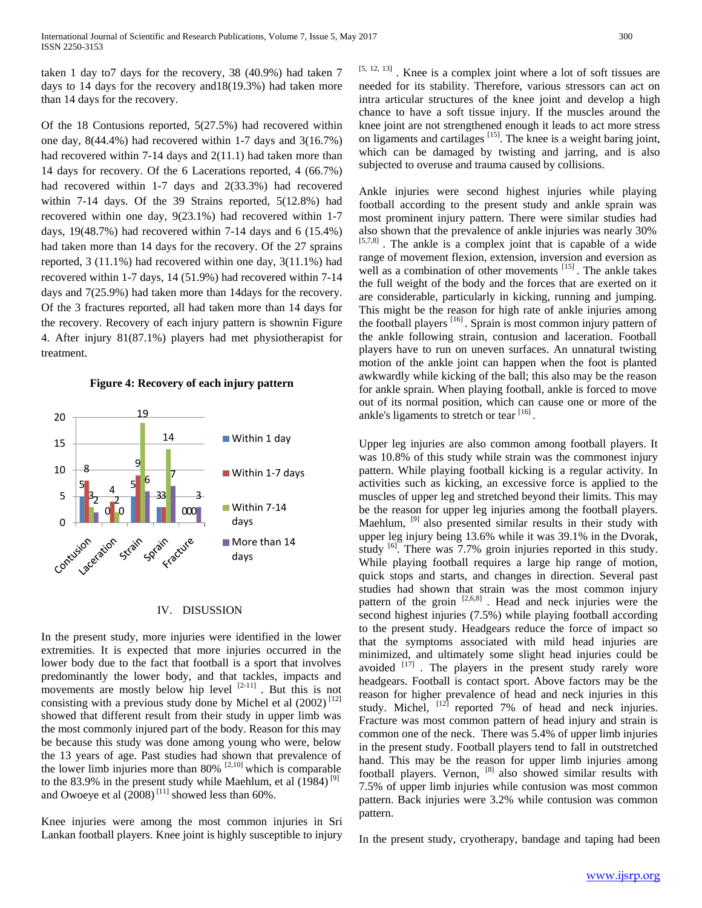taken 1 day to7 days for the recovery, 38 (40.9%) had taken 7 days to 14 days for the recovery and18(19.3%) had taken more than 14 days for the recovery.

Of the 18 Contusions reported, 5(27.5%) had recovered within one day, 8(44.4%) had recovered within 1-7 days and 3(16.7%) had recovered within 7-14 days and 2(11.1) had taken more than 14 days for recovery. Of the 6 Lacerations reported, 4 (66.7%) had recovered within 1-7 days and 2(33.3%) had recovered within 7-14 days. Of the 39 Strains reported, 5(12.8%) had recovered within one day, 9(23.1%) had recovered within 1-7 days, 19(48.7%) had recovered within 7-14 days and 6 (15.4%) had taken more than 14 days for the recovery. Of the 27 sprains reported, 3 (11.1%) had recovered within one day, 3(11.1%) had recovered within 1-7 days, 14 (51.9%) had recovered within 7-14 days and 7(25.9%) had taken more than 14days for the recovery. Of the 3 fractures reported, all had taken more than 14 days for the recovery. Recovery of each injury pattern is shownin Figure 4. After injury 81(87.1%) players had met physiotherapist for treatment.

**Figure 4: Recovery of each injury pattern**

| | Within 1 day | Within 1-7 days | Within 7-14 days | More than 14 days |
|---|---|---|---|---|
| Contusion | 5 | 8 | 3 | 2 |
| Laceration | 0 | 4 | 2 | 0 |
| Strain | 5 | 9 | 19 | 6 |
| Sprain | 3 | 3 | 14 | 7 |
| Fracture | 0 | 0 | 0 | 3 |

## IV. DISUSSION

In the present study, more injuries were identified in the lower extremities. It is expected that more injuries occurred in the lower body due to the fact that football is a sport that involves predominantly the lower body, and that tackles, impacts and movements are mostly below hip level [2-11] . But this is not consisting with a previous study done by Michel et al (2002) [12] showed that different result from their study in upper limb was the most commonly injured part of the body. Reason for this may be because this study was done among young who were, below the 13 years of age. Past studies had shown that prevalence of the lower limb injuries more than 80% [2,10] which is comparable to the 83.9% in the present study while Maehlum, et al (1984) [9] and Owoeye et al (2008) [11] showed less than 60%.

Knee injuries were among the most common injuries in Sri Lankan football players. Knee joint is highly susceptible to injury [5, 12, 13] . Knee is a complex joint where a lot of soft tissues are needed for its stability. Therefore, various stressors can act on intra articular structures of the knee joint and develop a high chance to have a soft tissue injury. If the muscles around the knee joint are not strengthened enough it leads to act more stress on ligaments and cartilages [15]. The knee is a weight baring joint, which can be damaged by twisting and jarring, and is also subjected to overuse and trauma caused by collisions.

Ankle injuries were second highest injuries while playing football according to the present study and ankle sprain was most prominent injury pattern. There were similar studies had also shown that the prevalence of ankle injuries was nearly 30% [5,7,8] . The ankle is a complex joint that is capable of a wide range of movement flexion, extension, inversion and eversion as well as a combination of other movements [15] . The ankle takes the full weight of the body and the forces that are exerted on it are considerable, particularly in kicking, running and jumping. This might be the reason for high rate of ankle injuries among the football players [16] . Sprain is most common injury pattern of the ankle following strain, contusion and laceration. Football players have to run on uneven surfaces. An unnatural twisting motion of the ankle joint can happen when the foot is planted awkwardly while kicking of the ball; this also may be the reason for ankle sprain. When playing football, ankle is forced to move out of its normal position, which can cause one or more of the ankle's ligaments to stretch or tear [16] .

Upper leg injuries are also common among football players. It was 10.8% of this study while strain was the commonest injury pattern. While playing football kicking is a regular activity. In activities such as kicking, an excessive force is applied to the muscles of upper leg and stretched beyond their limits. This may be the reason for upper leg injuries among the football players. Maehlum, [9] also presented similar results in their study with upper leg injury being 13.6% while it was 39.1% in the Dvorak, study [6]. There was 7.7% groin injuries reported in this study. While playing football requires a large hip range of motion, quick stops and starts, and changes in direction. Several past studies had shown that strain was the most common injury pattern of the groin [2,6,8] . Head and neck injuries were the second highest injuries (7.5%) while playing football according to the present study. Headgears reduce the force of impact so that the symptoms associated with mild head injuries are minimized, and ultimately some slight head injuries could be avoided [17] . The players in the present study rarely wore headgears. Football is contact sport. Above factors may be the reason for higher prevalence of head and neck injuries in this study. Michel, [12] reported 7% of head and neck injuries. Fracture was most common pattern of head injury and strain is common one of the neck. There was 5.4% of upper limb injuries in the present study. Football players tend to fall in outstretched hand. This may be the reason for upper limb injuries among football players. Vernon, [8] also showed similar results with 7.5% of upper limb injuries while contusion was most common pattern. Back injuries were 3.2% while contusion was common pattern.

In the present study, cryotherapy, bandage and taping had been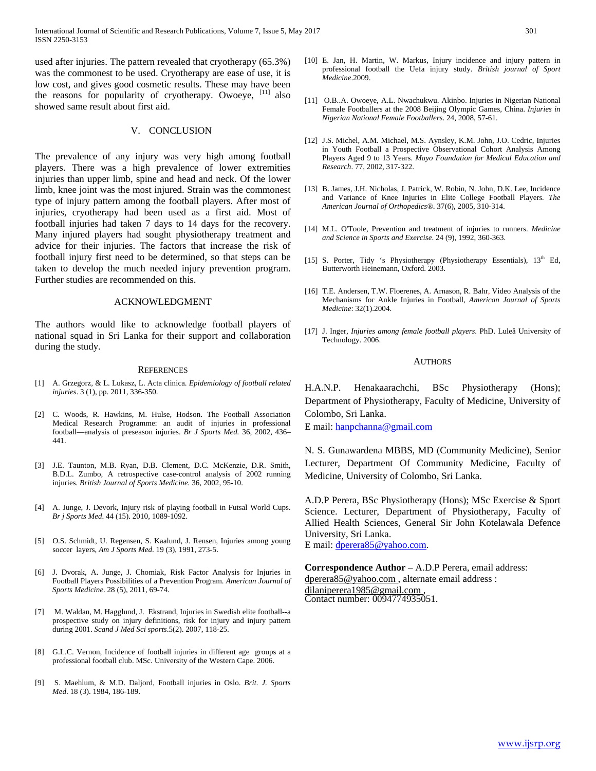used after injuries. The pattern revealed that cryotherapy (65.3%) was the commonest to be used. Cryotherapy are ease of use, it is low cost, and gives good cosmetic results. These may have been the reasons for popularity of cryotherapy. Owoeye, [11] also showed same result about first aid.

## V. CONCLUSION

The prevalence of any injury was very high among football players. There was a high prevalence of lower extremities injuries than upper limb, spine and head and neck. Of the lower limb, knee joint was the most injured. Strain was the commonest type of injury pattern among the football players. After most of injuries, cryotherapy had been used as a first aid. Most of football injuries had taken 7 days to 14 days for the recovery. Many injured players had sought physiotherapy treatment and advice for their injuries. The factors that increase the risk of football injury first need to be determined, so that steps can be taken to develop the much needed injury prevention program. Further studies are recommended on this.

## ACKNOWLEDGMENT

The authors would like to acknowledge football players of national squad in Sri Lanka for their support and collaboration during the study.

## REFERENCES

[1] A. Grzegorz, & L. Lukasz, L. Acta clinica. *Epidemiology of football related injuries*. 3 (1), pp. 2011, 336-350.

[2] C. Woods, R. Hawkins, M. Hulse, Hodson. The Football Association Medical Research Programme: an audit of injuries in professional football—analysis of preseason injuries. *Br J Sports Med.* 36, 2002, 436–441.

[3] J.E. Taunton, M.B. Ryan, D.B. Clement, D.C. McKenzie, D.R. Smith, B.D.L. Zumbo, A retrospective case-control analysis of 2002 running injuries. *British Journal of Sports Medicine.* 36, 2002, 95-10.

[4] A. Junge, J. Devork, Injury risk of playing football in Futsal World Cups. *Br j Sports Med*. 44 (15). 2010, 1089-1092.

[5] O.S. Schmidt, U. Regensen, S. Kaalund, J. Rensen, Injuries among young soccer layers, *Am J Sports Med*. 19 (3), 1991, 273-5.

[6] J. Dvorak, A. Junge, J. Chomiak, Risk Factor Analysis for Injuries in Football Players Possibilities of a Prevention Program. *American Journal of Sports Medicine*. 28 (5), 2011, 69-74.

[7] M. Waldan, M. Hagglund, J. Ekstrand, Injuries in Swedish elite football--a prospective study on injury definitions, risk for injury and injury pattern during 2001. *Scand J Med Sci sports*.5(2). 2007, 118-25.

[8] G.L.C. Vernon, Incidence of football injuries in different age groups at a professional football club. MSc. University of the Western Cape. 2006.

[9] S. Maehlum, & M.D. Daljord, Football injuries in Oslo. *Brit. J. Sports Med*. 18 (3). 1984, 186-189.

[10] E. Jan, H. Martin, W. Markus, Injury incidence and injury pattern in professional football the Uefa injury study. *British journal of Sport Medicine*.2009.

[11] O.B..A. Owoeye, A.L. Nwachukwu. Akinbo. Injuries in Nigerian National Female Footballers at the 2008 Beijing Olympic Games, China. *Injuries in Nigerian National Female Footballers*. 24, 2008, 57-61.

[12] J.S. Michel, A.M. Michael, M.S. Aynsley, K.M. John, J.O. Cedric, Injuries in Youth Football a Prospective Observational Cohort Analysis Among Players Aged 9 to 13 Years. *Mayo Foundation for Medical Education and Research*. 77, 2002, 317-322.

[13] B. James, J.H. Nicholas, J. Patrick, W. Robin, N. John, D.K. Lee, Incidence and Variance of Knee Injuries in Elite College Football Players. *The American Journal of Orthopedics®*. 37(6), 2005, 310-314.

[14] M.L. O'Toole, Prevention and treatment of injuries to runners. *Medicine and Science in Sports and Exercise*. 24 (9), 1992, 360-363.

[15] S. Porter, Tidy 's Physiotherapy (Physiotherapy Essentials), 13th Ed, Butterworth Heinemann, Oxford. 2003.

[16] T.E. Andersen, T.W. Floerenes, A. Arnason, R. Bahr, Video Analysis of the Mechanisms for Ankle Injuries in Football, *American Journal of Sports Medicine*: 32(1).2004.

[17] J. Inger, *Injuries among female football players*. PhD. Luleå University of Technology. 2006.

## AUTHORS

H.A.N.P. Henakaarachchi, BSc Physiotherapy (Hons); Department of Physiotherapy, Faculty of Medicine, University of Colombo, Sri Lanka.
E mail: hanpchanna@gmail.com

N. S. Gunawardena MBBS, MD (Community Medicine), Senior Lecturer, Department Of Community Medicine, Faculty of Medicine, University of Colombo, Sri Lanka.

A.D.P Perera, BSc Physiotherapy (Hons); MSc Exercise & Sport Science. Lecturer, Department of Physiotherapy, Faculty of Allied Health Sciences, General Sir John Kotelawala Defence University, Sri Lanka.
E mail: dperera85@yahoo.com.

**Correspondence Author** – A.D.P Perera, email address: dperera85@yahoo.com , alternate email address : dilaniperera1985@gmail.com ,
Contact number: 0094774935051.